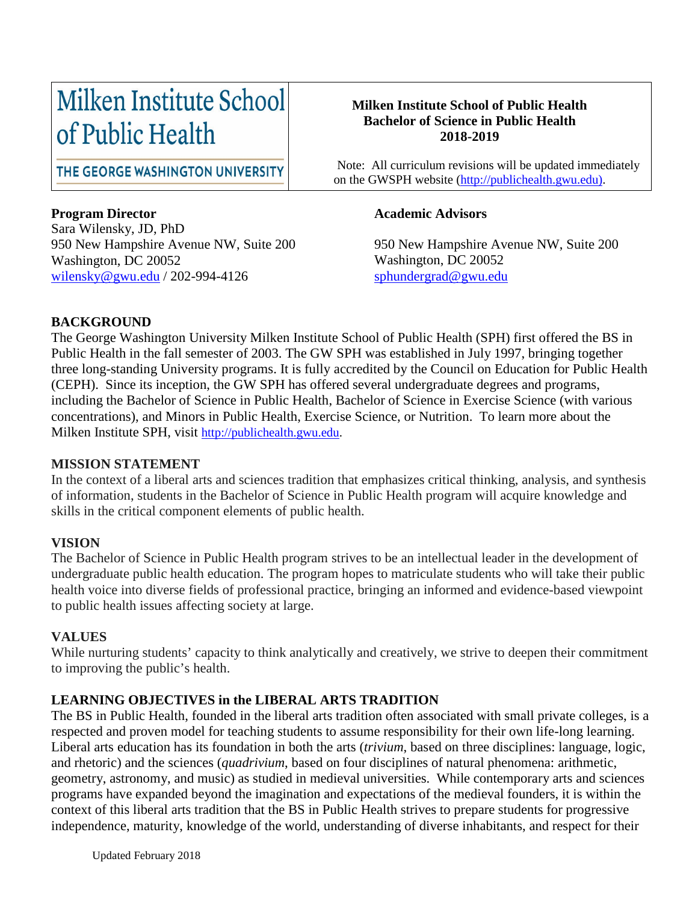Milken Institute School of Public Health

THE GEORGE WASHINGTON UNIVERSITY

**Milken Institute School of Public Health**
**Bachelor of Science in Public Health**
**2018-2019**

Note: All curriculum revisions will be updated immediately on the GWSPH website (http://publichealth.gwu.edu).

**Program Director**
Sara Wilensky, JD, PhD
950 New Hampshire Avenue NW, Suite 200
Washington, DC 20052
wilensky@gwu.edu / 202-994-4126

**Academic Advisors**

950 New Hampshire Avenue NW, Suite 200
Washington, DC 20052
sphundergrad@gwu.edu

## BACKGROUND

The George Washington University Milken Institute School of Public Health (SPH) first offered the BS in Public Health in the fall semester of 2003. The GW SPH was established in July 1997, bringing together three long-standing University programs. It is fully accredited by the Council on Education for Public Health (CEPH). Since its inception, the GW SPH has offered several undergraduate degrees and programs, including the Bachelor of Science in Public Health, Bachelor of Science in Exercise Science (with various concentrations), and Minors in Public Health, Exercise Science, or Nutrition. To learn more about the Milken Institute SPH, visit http://publichealth.gwu.edu.

## MISSION STATEMENT

In the context of a liberal arts and sciences tradition that emphasizes critical thinking, analysis, and synthesis of information, students in the Bachelor of Science in Public Health program will acquire knowledge and skills in the critical component elements of public health.

## VISION

The Bachelor of Science in Public Health program strives to be an intellectual leader in the development of undergraduate public health education. The program hopes to matriculate students who will take their public health voice into diverse fields of professional practice, bringing an informed and evidence-based viewpoint to public health issues affecting society at large.

## VALUES

While nurturing students' capacity to think analytically and creatively, we strive to deepen their commitment to improving the public's health.

## LEARNING OBJECTIVES in the LIBERAL ARTS TRADITION

The BS in Public Health, founded in the liberal arts tradition often associated with small private colleges, is a respected and proven model for teaching students to assume responsibility for their own life-long learning. Liberal arts education has its foundation in both the arts (*trivium*, based on three disciplines: language, logic, and rhetoric) and the sciences (*quadrivium*, based on four disciplines of natural phenomena: arithmetic, geometry, astronomy, and music) as studied in medieval universities. While contemporary arts and sciences programs have expanded beyond the imagination and expectations of the medieval founders, it is within the context of this liberal arts tradition that the BS in Public Health strives to prepare students for progressive independence, maturity, knowledge of the world, understanding of diverse inhabitants, and respect for their

Updated February 2018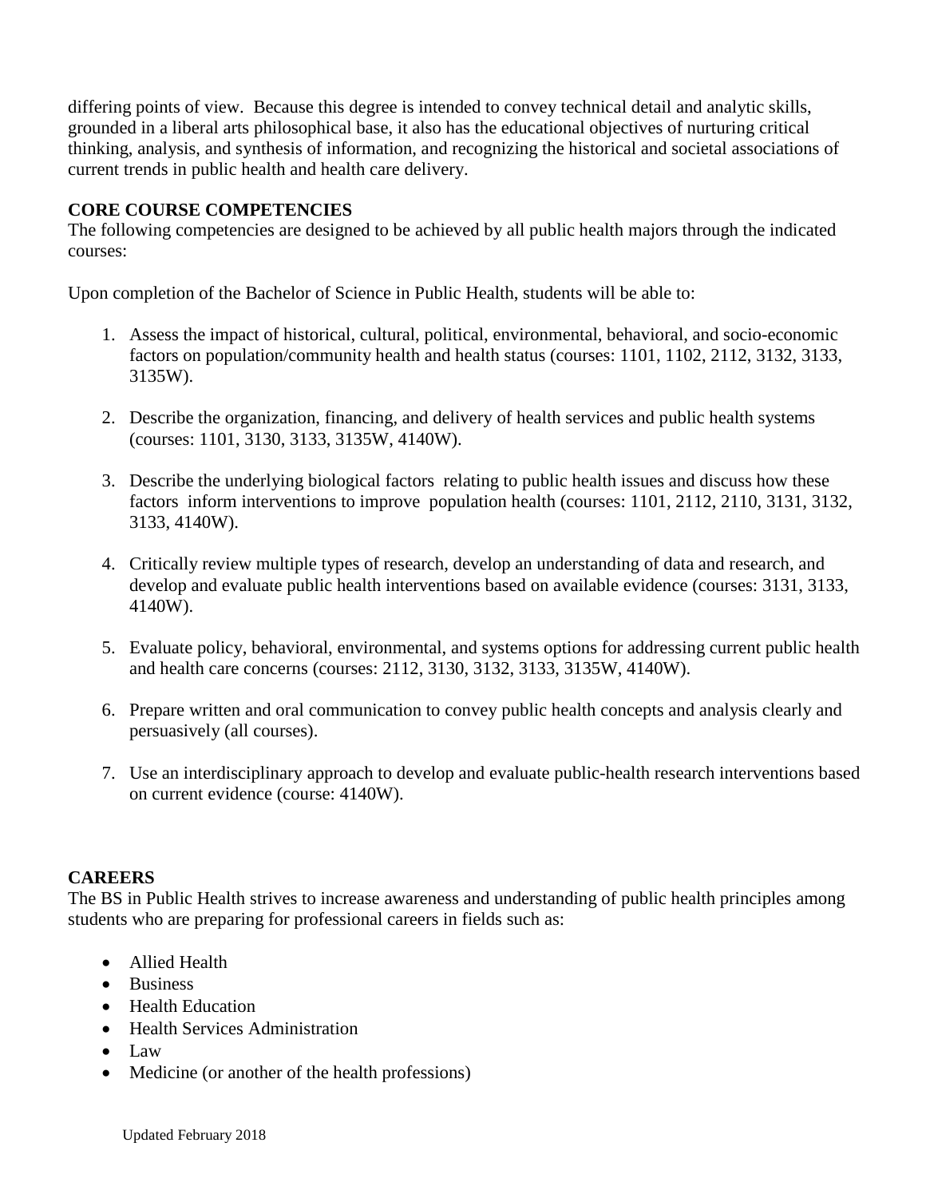differing points of view. Because this degree is intended to convey technical detail and analytic skills, grounded in a liberal arts philosophical base, it also has the educational objectives of nurturing critical thinking, analysis, and synthesis of information, and recognizing the historical and societal associations of current trends in public health and health care delivery.

**CORE COURSE COMPETENCIES**

The following competencies are designed to be achieved by all public health majors through the indicated courses:

Upon completion of the Bachelor of Science in Public Health, students will be able to:

1. Assess the impact of historical, cultural, political, environmental, behavioral, and socio-economic factors on population/community health and health status (courses: 1101, 1102, 2112, 3132, 3133, 3135W).
2. Describe the organization, financing, and delivery of health services and public health systems (courses: 1101, 3130, 3133, 3135W, 4140W).
3. Describe the underlying biological factors relating to public health issues and discuss how these factors inform interventions to improve population health (courses: 1101, 2112, 2110, 3131, 3132, 3133, 4140W).
4. Critically review multiple types of research, develop an understanding of data and research, and develop and evaluate public health interventions based on available evidence (courses: 3131, 3133, 4140W).
5. Evaluate policy, behavioral, environmental, and systems options for addressing current public health and health care concerns (courses: 2112, 3130, 3132, 3133, 3135W, 4140W).
6. Prepare written and oral communication to convey public health concepts and analysis clearly and persuasively (all courses).
7. Use an interdisciplinary approach to develop and evaluate public-health research interventions based on current evidence (course: 4140W).

**CAREERS**

The BS in Public Health strives to increase awareness and understanding of public health principles among students who are preparing for professional careers in fields such as:

- Allied Health
- Business
- Health Education
- Health Services Administration
- Law
- Medicine (or another of the health professions)

Updated February 2018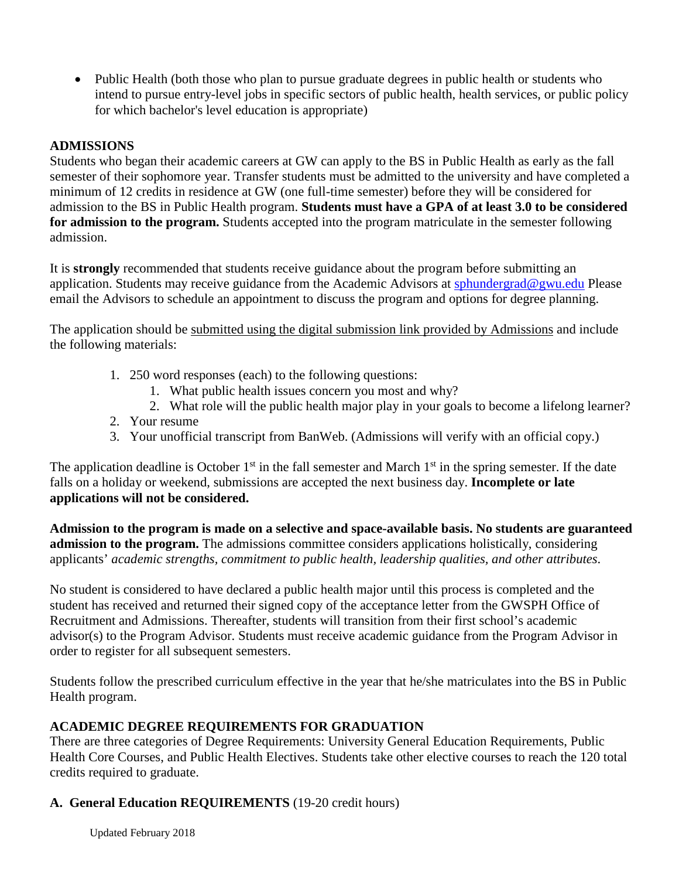- Public Health (both those who plan to pursue graduate degrees in public health or students who intend to pursue entry-level jobs in specific sectors of public health, health services, or public policy for which bachelor's level education is appropriate)

## ADMISSIONS

Students who began their academic careers at GW can apply to the BS in Public Health as early as the fall semester of their sophomore year. Transfer students must be admitted to the university and have completed a minimum of 12 credits in residence at GW (one full-time semester) before they will be considered for admission to the BS in Public Health program. **Students must have a GPA of at least 3.0 to be considered for admission to the program.** Students accepted into the program matriculate in the semester following admission.

It is **strongly** recommended that students receive guidance about the program before submitting an application. Students may receive guidance from the Academic Advisors at sphundergrad@gwu.edu Please email the Advisors to schedule an appointment to discuss the program and options for degree planning.

The application should be submitted using the digital submission link provided by Admissions and include the following materials:

1. 250 word responses (each) to the following questions:
   1. What public health issues concern you most and why?
   2. What role will the public health major play in your goals to become a lifelong learner?
2. Your resume
3. Your unofficial transcript from BanWeb. (Admissions will verify with an official copy.)

The application deadline is October 1st in the fall semester and March 1st in the spring semester. If the date falls on a holiday or weekend, submissions are accepted the next business day. **Incomplete or late applications will not be considered.**

**Admission to the program is made on a selective and space-available basis. No students are guaranteed admission to the program.** The admissions committee considers applications holistically, considering applicants' *academic strengths, commitment to public health, leadership qualities, and other attributes.*

No student is considered to have declared a public health major until this process is completed and the student has received and returned their signed copy of the acceptance letter from the GWSPH Office of Recruitment and Admissions. Thereafter, students will transition from their first school's academic advisor(s) to the Program Advisor. Students must receive academic guidance from the Program Advisor in order to register for all subsequent semesters.

Students follow the prescribed curriculum effective in the year that he/she matriculates into the BS in Public Health program.

## ACADEMIC DEGREE REQUIREMENTS FOR GRADUATION

There are three categories of Degree Requirements: University General Education Requirements, Public Health Core Courses, and Public Health Electives. Students take other elective courses to reach the 120 total credits required to graduate.

### A. General Education REQUIREMENTS (19-20 credit hours)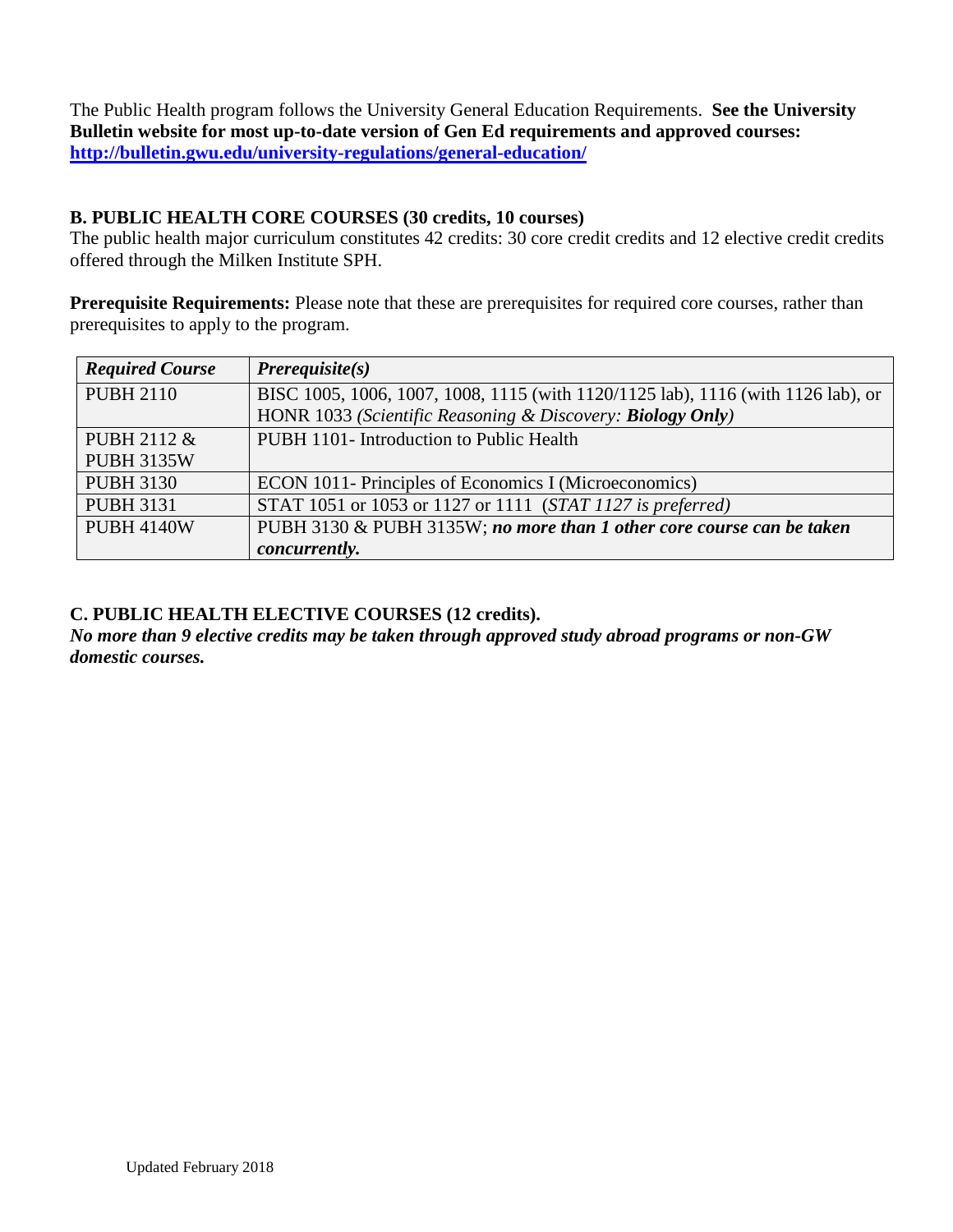The Public Health program follows the University General Education Requirements. **See the University Bulletin website for most up-to-date version of Gen Ed requirements and approved courses: [http://bulletin.gwu.edu/university-regulations/general-education/](http://bulletin.gwu.edu/university-regulations/general-education/)**

### B. PUBLIC HEALTH CORE COURSES (30 credits, 10 courses)

The public health major curriculum constitutes 42 credits: 30 core credit credits and 12 elective credit credits offered through the Milken Institute SPH.

**Prerequisite Requirements:** Please note that these are prerequisites for required core courses, rather than prerequisites to apply to the program.

| ***Required Course*** | ***Prerequisite(s)*** |
|---|---|
| PUBH 2110 | BISC 1005, 1006, 1007, 1008, 1115 (with 1120/1125 lab), 1116 (with 1126 lab), or HONR 1033 *(Scientific Reasoning & Discovery: **Biology Only**)* |
| PUBH 2112 & PUBH 3135W | PUBH 1101- Introduction to Public Health |
| PUBH 3130 | ECON 1011- Principles of Economics I (Microeconomics) |
| PUBH 3131 | STAT 1051 or 1053 or 1127 or 1111 *(STAT 1127 is preferred)* |
| PUBH 4140W | PUBH 3130 & PUBH 3135W; ***no more than 1 other core course can be taken concurrently.*** |

### C. PUBLIC HEALTH ELECTIVE COURSES (12 credits).

***No more than 9 elective credits may be taken through approved study abroad programs or non-GW domestic courses.***

Updated February 2018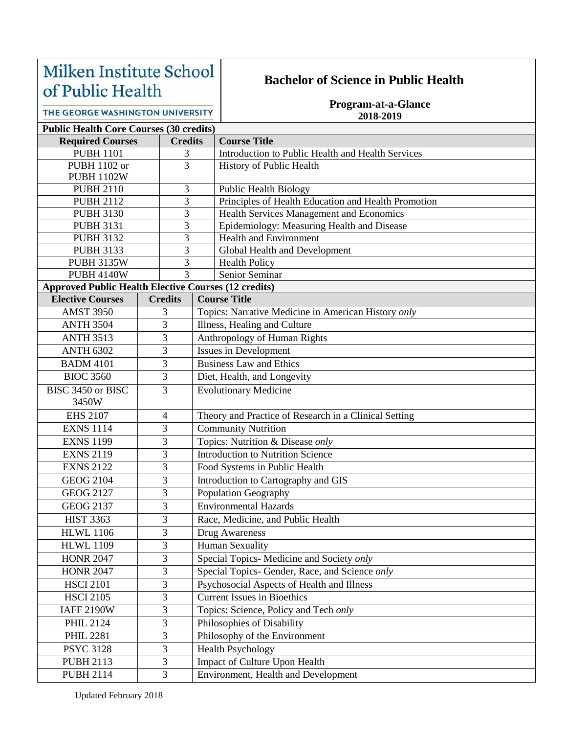| Milken Institute School of Public Health THE GEORGE WASHINGTON UNIVERSITY | **Bachelor of Science in Public Health** **Program-at-a-Glance** **2018-2019** |
|---|---|

**Public Health Core Courses (30 credits)**

| Required Courses | Credits | Course Title |
|---|---|---|
| PUBH 1101 | 3 | Introduction to Public Health and Health Services |
| PUBH 1102 or PUBH 1102W | 3 | History of Public Health |
| PUBH 2110 | 3 | Public Health Biology |
| PUBH 2112 | 3 | Principles of Health Education and Health Promotion |
| PUBH 3130 | 3 | Health Services Management and Economics |
| PUBH 3131 | 3 | Epidemiology: Measuring Health and Disease |
| PUBH 3132 | 3 | Health and Environment |
| PUBH 3133 | 3 | Global Health and Development |
| PUBH 3135W | 3 | Health Policy |
| PUBH 4140W | 3 | Senior Seminar |

**Approved Public Health Elective Courses (12 credits)**

| Elective Courses | Credits | Course Title |
|---|---|---|
| AMST 3950 | 3 | Topics: Narrative Medicine in American History *only* |
| ANTH 3504 | 3 | Illness, Healing and Culture |
| ANTH 3513 | 3 | Anthropology of Human Rights |
| ANTH 6302 | 3 | Issues in Development |
| BADM 4101 | 3 | Business Law and Ethics |
| BIOC 3560 | 3 | Diet, Health, and Longevity |
| BISC 3450 or BISC 3450W | 3 | Evolutionary Medicine |
| EHS 2107 | 4 | Theory and Practice of Research in a Clinical Setting |
| EXNS 1114 | 3 | Community Nutrition |
| EXNS 1199 | 3 | Topics: Nutrition & Disease *only* |
| EXNS 2119 | 3 | Introduction to Nutrition Science |
| EXNS 2122 | 3 | Food Systems in Public Health |
| GEOG 2104 | 3 | Introduction to Cartography and GIS |
| GEOG 2127 | 3 | Population Geography |
| GEOG 2137 | 3 | Environmental Hazards |
| HIST 3363 | 3 | Race, Medicine, and Public Health |
| HLWL 1106 | 3 | Drug Awareness |
| HLWL 1109 | 3 | Human Sexuality |
| HONR 2047 | 3 | Special Topics- Medicine and Society *only* |
| HONR 2047 | 3 | Special Topics- Gender, Race, and Science *only* |
| HSCI 2101 | 3 | Psychosocial Aspects of Health and Illness |
| HSCI 2105 | 3 | Current Issues in Bioethics |
| IAFF 2190W | 3 | Topics: Science, Policy and Tech *only* |
| PHIL 2124 | 3 | Philosophies of Disability |
| PHIL 2281 | 3 | Philosophy of the Environment |
| PSYC 3128 | 3 | Health Psychology |
| PUBH 2113 | 3 | Impact of Culture Upon Health |
| PUBH 2114 | 3 | Environment, Health and Development |

Updated February 2018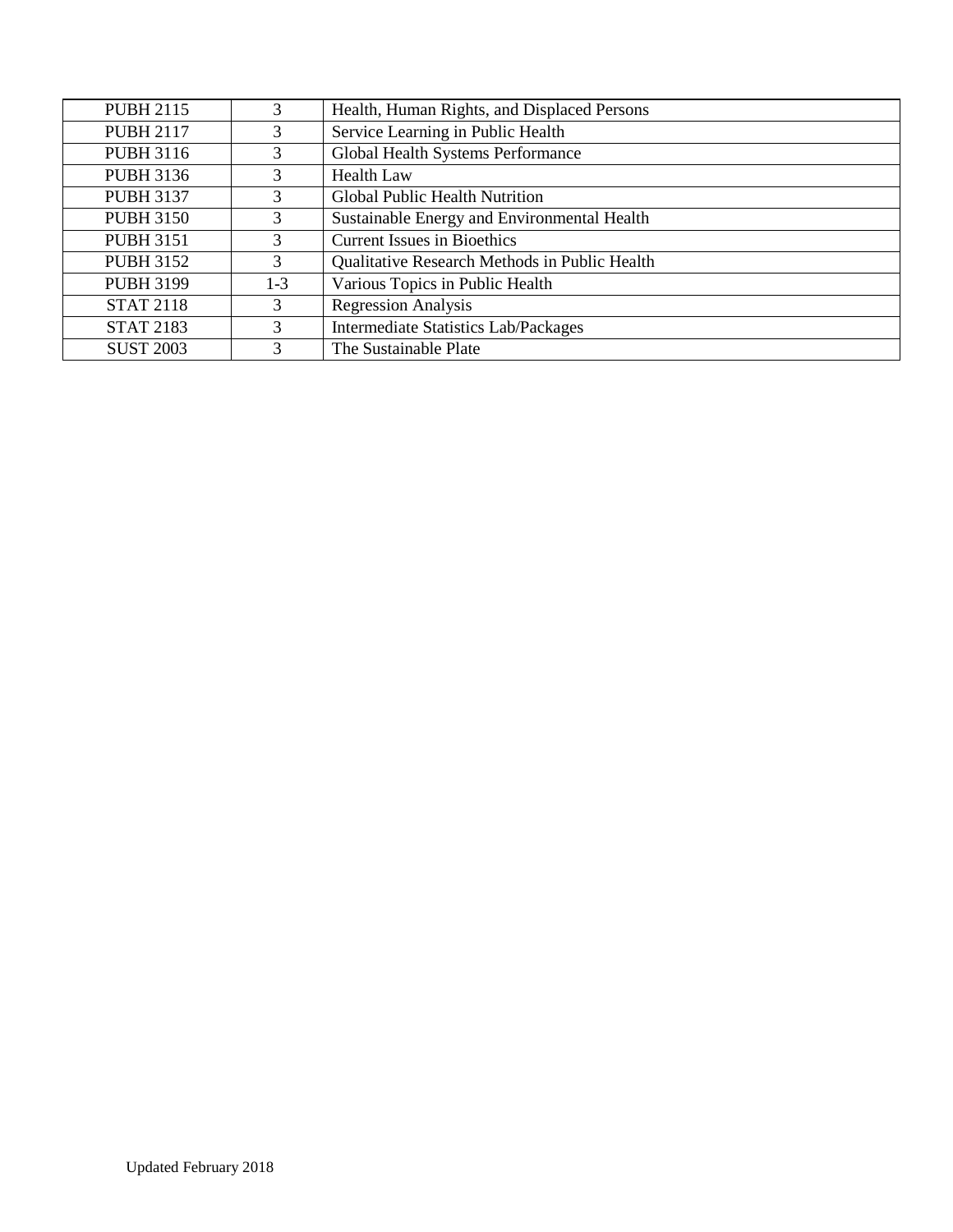| PUBH 2115 | 3 | Health, Human Rights, and Displaced Persons |
|---|---|---|
| PUBH 2117 | 3 | Service Learning in Public Health |
| PUBH 3116 | 3 | Global Health Systems Performance |
| PUBH 3136 | 3 | Health Law |
| PUBH 3137 | 3 | Global Public Health Nutrition |
| PUBH 3150 | 3 | Sustainable Energy and Environmental Health |
| PUBH 3151 | 3 | Current Issues in Bioethics |
| PUBH 3152 | 3 | Qualitative Research Methods in Public Health |
| PUBH 3199 | 1-3 | Various Topics in Public Health |
| STAT 2118 | 3 | Regression Analysis |
| STAT 2183 | 3 | Intermediate Statistics Lab/Packages |
| SUST 2003 | 3 | The Sustainable Plate |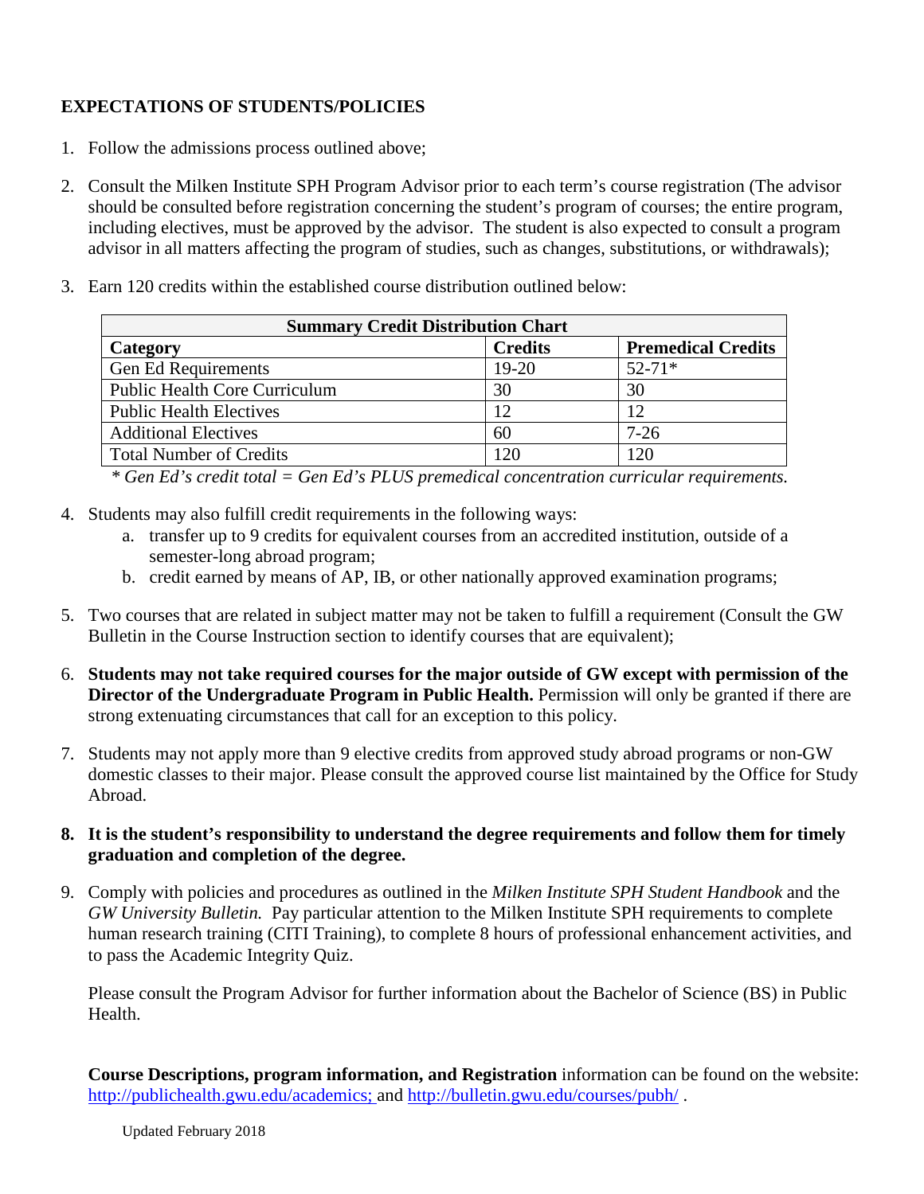**EXPECTATIONS OF STUDENTS/POLICIES**

1. Follow the admissions process outlined above;

2. Consult the Milken Institute SPH Program Advisor prior to each term's course registration (The advisor should be consulted before registration concerning the student's program of courses; the entire program, including electives, must be approved by the advisor. The student is also expected to consult a program advisor in all matters affecting the program of studies, such as changes, substitutions, or withdrawals);

3. Earn 120 credits within the established course distribution outlined below:

| Summary Credit Distribution Chart | | |
|---|---|---|
| **Category** | **Credits** | **Premedical Credits** |
| Gen Ed Requirements | 19-20 | 52-71* |
| Public Health Core Curriculum | 30 | 30 |
| Public Health Electives | 12 | 12 |
| Additional Electives | 60 | 7-26 |
| Total Number of Credits | 120 | 120 |

*\* Gen Ed's credit total = Gen Ed's PLUS premedical concentration curricular requirements.*

4. Students may also fulfill credit requirements in the following ways:
   a. transfer up to 9 credits for equivalent courses from an accredited institution, outside of a semester-long abroad program;
   b. credit earned by means of AP, IB, or other nationally approved examination programs;

5. Two courses that are related in subject matter may not be taken to fulfill a requirement (Consult the GW Bulletin in the Course Instruction section to identify courses that are equivalent);

6. **Students may not take required courses for the major outside of GW except with permission of the Director of the Undergraduate Program in Public Health.** Permission will only be granted if there are strong extenuating circumstances that call for an exception to this policy.

7. Students may not apply more than 9 elective credits from approved study abroad programs or non-GW domestic classes to their major. Please consult the approved course list maintained by the Office for Study Abroad.

8. **It is the student's responsibility to understand the degree requirements and follow them for timely graduation and completion of the degree.**

9. Comply with policies and procedures as outlined in the *Milken Institute SPH Student Handbook* and the *GW University Bulletin.* Pay particular attention to the Milken Institute SPH requirements to complete human research training (CITI Training), to complete 8 hours of professional enhancement activities, and to pass the Academic Integrity Quiz.

   Please consult the Program Advisor for further information about the Bachelor of Science (BS) in Public Health.

**Course Descriptions, program information, and Registration** information can be found on the website: http://publichealth.gwu.edu/academics; and http://bulletin.gwu.edu/courses/pubh/ .

Updated February 2018